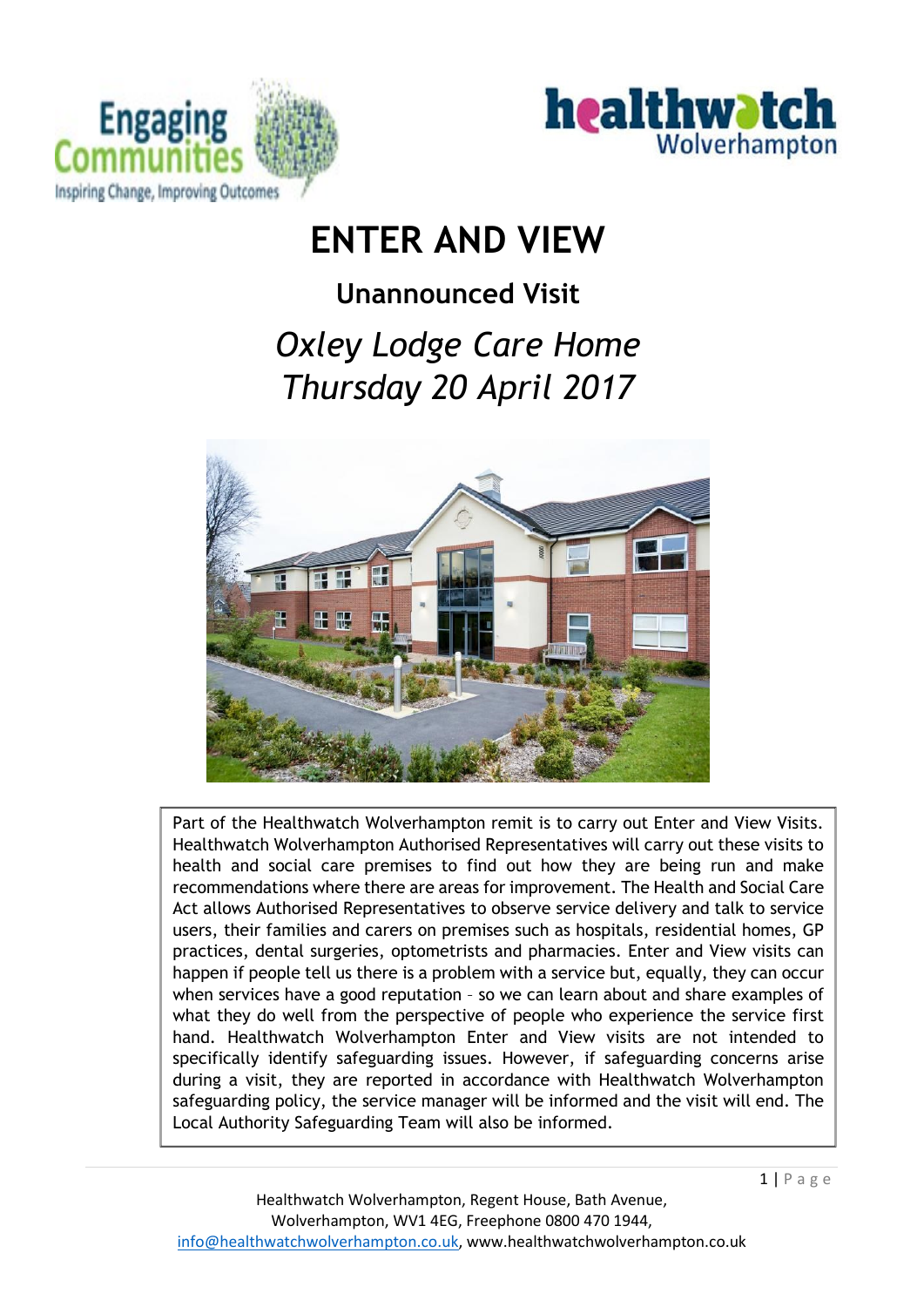# ENTER AND VIEW

## Unannounced Visit

## *Oxley Lodge Care Home*
## *Thursday 20 April 2017*

Part of the Healthwatch Wolverhampton remit is to carry out Enter and View Visits. Healthwatch Wolverhampton Authorised Representatives will carry out these visits to health and social care premises to find out how they are being run and make recommendations where there are areas for improvement. The Health and Social Care Act allows Authorised Representatives to observe service delivery and talk to service users, their families and carers on premises such as hospitals, residential homes, GP practices, dental surgeries, optometrists and pharmacies. Enter and View visits can happen if people tell us there is a problem with a service but, equally, they can occur when services have a good reputation – so we can learn about and share examples of what they do well from the perspective of people who experience the service first hand. Healthwatch Wolverhampton Enter and View visits are not intended to specifically identify safeguarding issues. However, if safeguarding concerns arise during a visit, they are reported in accordance with Healthwatch Wolverhampton safeguarding policy, the service manager will be informed and the visit will end. The Local Authority Safeguarding Team will also be informed.

Healthwatch Wolverhampton, Regent House, Bath Avenue, Wolverhampton, WV1 4EG, Freephone 0800 470 1944, info@healthwatchwolverhampton.co.uk, www.healthwatchwolverhampton.co.uk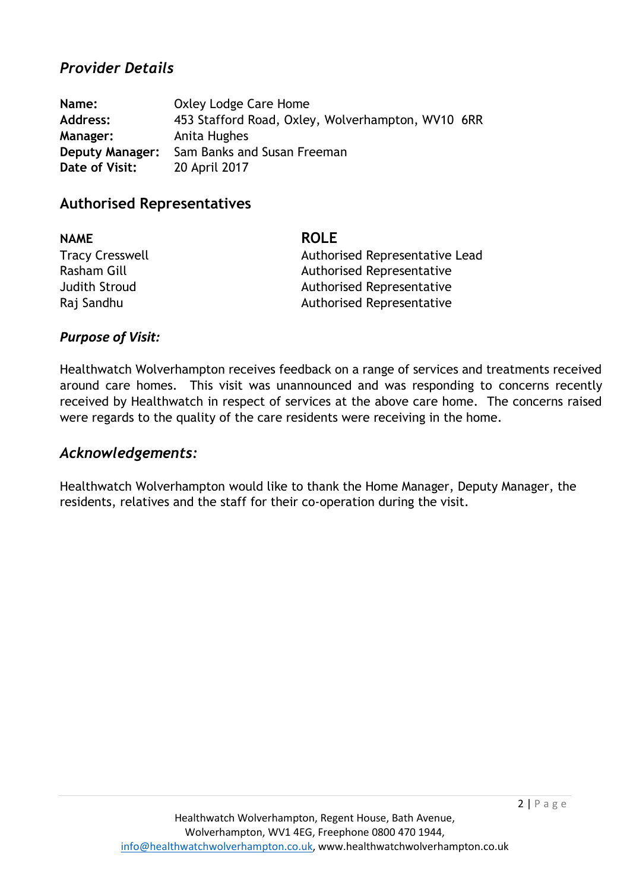## *Provider Details*

| | |
|---|---|
| **Name:** | Oxley Lodge Care Home |
| **Address:** | 453 Stafford Road, Oxley, Wolverhampton, WV10 6RR |
| **Manager:** | Anita Hughes |
| **Deputy Manager:** | Sam Banks and Susan Freeman |
| **Date of Visit:** | 20 April 2017 |

## Authorised Representatives

| NAME | ROLE |
|---|---|
| Tracy Cresswell | Authorised Representative Lead |
| Rasham Gill | Authorised Representative |
| Judith Stroud | Authorised Representative |
| Raj Sandhu | Authorised Representative |

### *Purpose of Visit:*

Healthwatch Wolverhampton receives feedback on a range of services and treatments received around care homes. This visit was unannounced and was responding to concerns recently received by Healthwatch in respect of services at the above care home. The concerns raised were regards to the quality of the care residents were receiving in the home.

## *Acknowledgements:*

Healthwatch Wolverhampton would like to thank the Home Manager, Deputy Manager, the residents, relatives and the staff for their co-operation during the visit.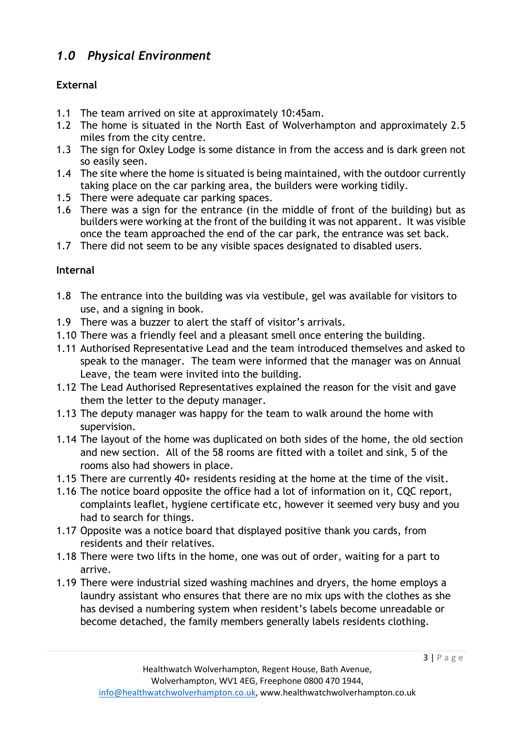## *1.0 Physical Environment*

**External**

1.1 The team arrived on site at approximately 10:45am.

1.2 The home is situated in the North East of Wolverhampton and approximately 2.5 miles from the city centre.

1.3 The sign for Oxley Lodge is some distance in from the access and is dark green not so easily seen.

1.4 The site where the home is situated is being maintained, with the outdoor currently taking place on the car parking area, the builders were working tidily.

1.5 There were adequate car parking spaces.

1.6 There was a sign for the entrance (in the middle of front of the building) but as builders were working at the front of the building it was not apparent. It was visible once the team approached the end of the car park, the entrance was set back.

1.7 There did not seem to be any visible spaces designated to disabled users.

**Internal**

1.8 The entrance into the building was via vestibule, gel was available for visitors to use, and a signing in book.

1.9 There was a buzzer to alert the staff of visitor's arrivals.

1.10 There was a friendly feel and a pleasant smell once entering the building.

1.11 Authorised Representative Lead and the team introduced themselves and asked to speak to the manager. The team were informed that the manager was on Annual Leave, the team were invited into the building.

1.12 The Lead Authorised Representatives explained the reason for the visit and gave them the letter to the deputy manager.

1.13 The deputy manager was happy for the team to walk around the home with supervision.

1.14 The layout of the home was duplicated on both sides of the home, the old section and new section. All of the 58 rooms are fitted with a toilet and sink, 5 of the rooms also had showers in place.

1.15 There are currently 40+ residents residing at the home at the time of the visit.

1.16 The notice board opposite the office had a lot of information on it, CQC report, complaints leaflet, hygiene certificate etc, however it seemed very busy and you had to search for things.

1.17 Opposite was a notice board that displayed positive thank you cards, from residents and their relatives.

1.18 There were two lifts in the home, one was out of order, waiting for a part to arrive.

1.19 There were industrial sized washing machines and dryers, the home employs a laundry assistant who ensures that there are no mix ups with the clothes as she has devised a numbering system when resident's labels become unreadable or become detached, the family members generally labels residents clothing.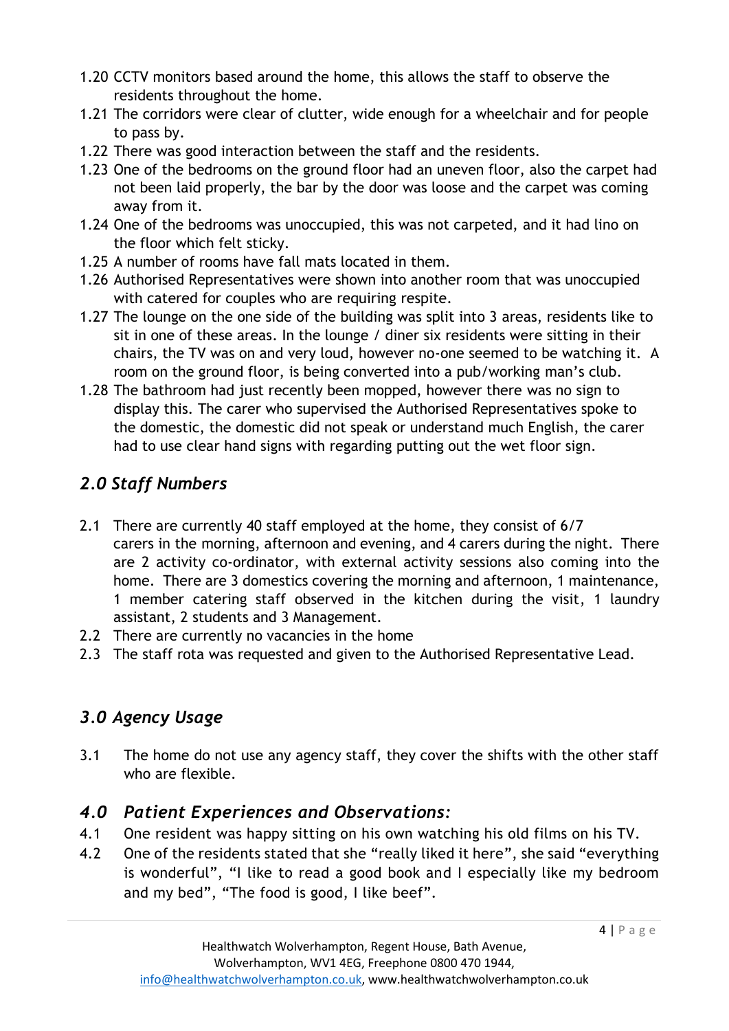1.20 CCTV monitors based around the home, this allows the staff to observe the residents throughout the home.

1.21 The corridors were clear of clutter, wide enough for a wheelchair and for people to pass by.

1.22 There was good interaction between the staff and the residents.

1.23 One of the bedrooms on the ground floor had an uneven floor, also the carpet had not been laid properly, the bar by the door was loose and the carpet was coming away from it.

1.24 One of the bedrooms was unoccupied, this was not carpeted, and it had lino on the floor which felt sticky.

1.25 A number of rooms have fall mats located in them.

1.26 Authorised Representatives were shown into another room that was unoccupied with catered for couples who are requiring respite.

1.27 The lounge on the one side of the building was split into 3 areas, residents like to sit in one of these areas. In the lounge / diner six residents were sitting in their chairs, the TV was on and very loud, however no-one seemed to be watching it. A room on the ground floor, is being converted into a pub/working man's club.

1.28 The bathroom had just recently been mopped, however there was no sign to display this. The carer who supervised the Authorised Representatives spoke to the domestic, the domestic did not speak or understand much English, the carer had to use clear hand signs with regarding putting out the wet floor sign.

## *2.0 Staff Numbers*

2.1 There are currently 40 staff employed at the home, they consist of 6/7 carers in the morning, afternoon and evening, and 4 carers during the night. There are 2 activity co-ordinator, with external activity sessions also coming into the home. There are 3 domestics covering the morning and afternoon, 1 maintenance, 1 member catering staff observed in the kitchen during the visit, 1 laundry assistant, 2 students and 3 Management.

2.2 There are currently no vacancies in the home

2.3 The staff rota was requested and given to the Authorised Representative Lead.

## *3.0 Agency Usage*

3.1 The home do not use any agency staff, they cover the shifts with the other staff who are flexible.

## *4.0 Patient Experiences and Observations:*

4.1 One resident was happy sitting on his own watching his old films on his TV.

4.2 One of the residents stated that she "really liked it here", she said "everything is wonderful", "I like to read a good book and I especially like my bedroom and my bed", "The food is good, I like beef".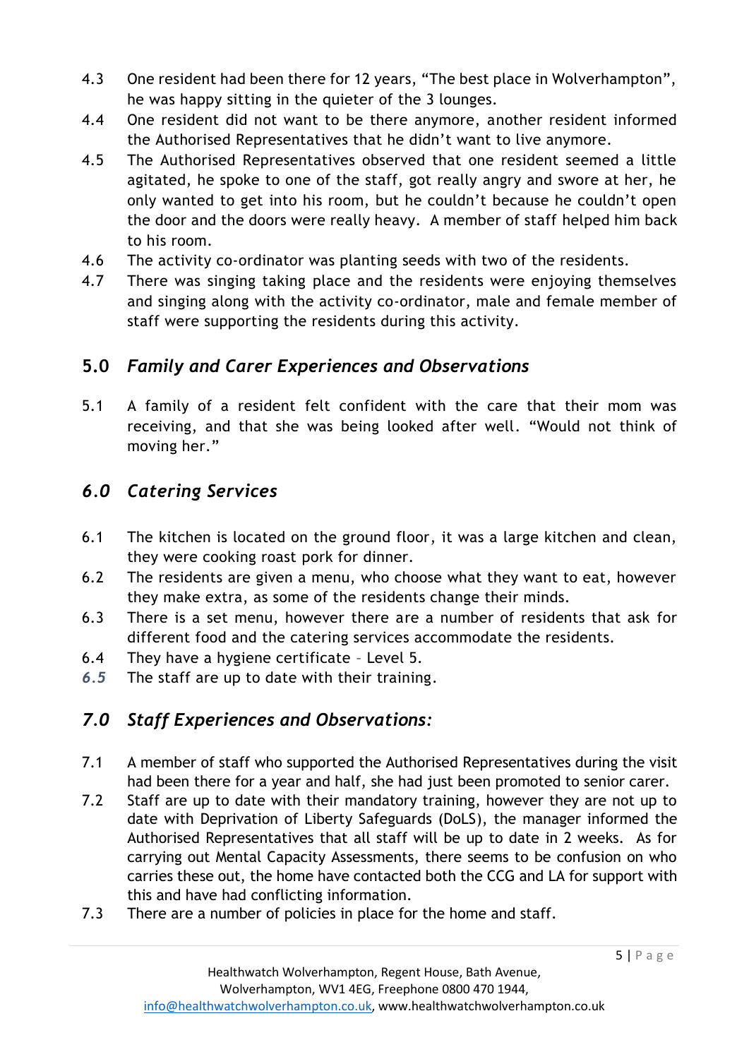4.3 One resident had been there for 12 years, "The best place in Wolverhampton", he was happy sitting in the quieter of the 3 lounges.

4.4 One resident did not want to be there anymore, another resident informed the Authorised Representatives that he didn't want to live anymore.

4.5 The Authorised Representatives observed that one resident seemed a little agitated, he spoke to one of the staff, got really angry and swore at her, he only wanted to get into his room, but he couldn't because he couldn't open the door and the doors were really heavy. A member of staff helped him back to his room.

4.6 The activity co-ordinator was planting seeds with two of the residents.

4.7 There was singing taking place and the residents were enjoying themselves and singing along with the activity co-ordinator, male and female member of staff were supporting the residents during this activity.

## 5.0 *Family and Carer Experiences and Observations*

5.1 A family of a resident felt confident with the care that their mom was receiving, and that she was being looked after well. "Would not think of moving her."

## *6.0 Catering Services*

6.1 The kitchen is located on the ground floor, it was a large kitchen and clean, they were cooking roast pork for dinner.

6.2 The residents are given a menu, who choose what they want to eat, however they make extra, as some of the residents change their minds.

6.3 There is a set menu, however there are a number of residents that ask for different food and the catering services accommodate the residents.

6.4 They have a hygiene certificate – Level 5.

*6.5* The staff are up to date with their training.

## *7.0 Staff Experiences and Observations:*

7.1 A member of staff who supported the Authorised Representatives during the visit had been there for a year and half, she had just been promoted to senior carer.

7.2 Staff are up to date with their mandatory training, however they are not up to date with Deprivation of Liberty Safeguards (DoLS), the manager informed the Authorised Representatives that all staff will be up to date in 2 weeks. As for carrying out Mental Capacity Assessments, there seems to be confusion on who carries these out, the home have contacted both the CCG and LA for support with this and have had conflicting information.

7.3 There are a number of policies in place for the home and staff.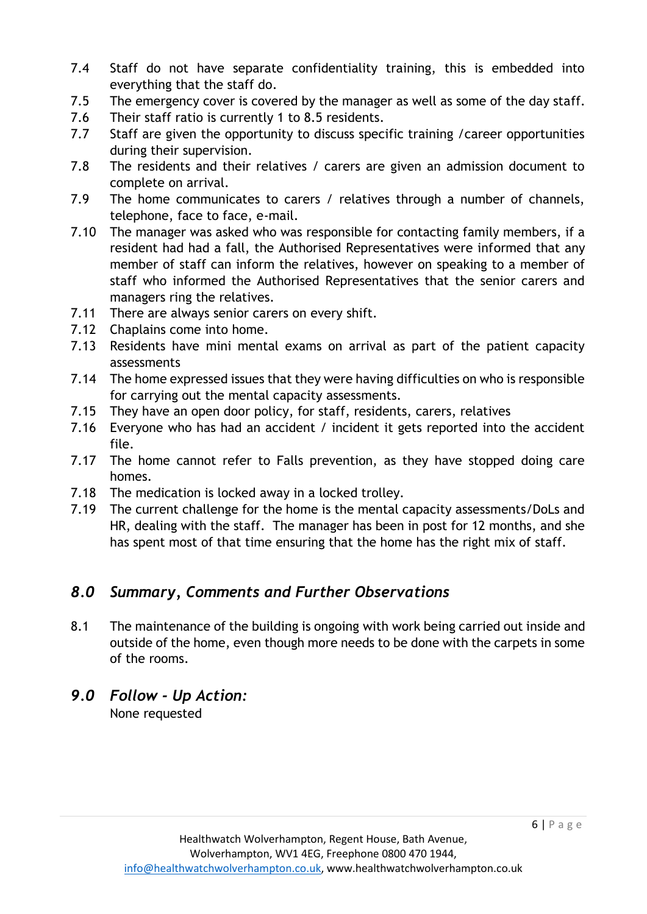7.4 Staff do not have separate confidentiality training, this is embedded into everything that the staff do.

7.5 The emergency cover is covered by the manager as well as some of the day staff.

7.6 Their staff ratio is currently 1 to 8.5 residents.

7.7 Staff are given the opportunity to discuss specific training /career opportunities during their supervision.

7.8 The residents and their relatives / carers are given an admission document to complete on arrival.

7.9 The home communicates to carers / relatives through a number of channels, telephone, face to face, e-mail.

7.10 The manager was asked who was responsible for contacting family members, if a resident had had a fall, the Authorised Representatives were informed that any member of staff can inform the relatives, however on speaking to a member of staff who informed the Authorised Representatives that the senior carers and managers ring the relatives.

7.11 There are always senior carers on every shift.

7.12 Chaplains come into home.

7.13 Residents have mini mental exams on arrival as part of the patient capacity assessments

7.14 The home expressed issues that they were having difficulties on who is responsible for carrying out the mental capacity assessments.

7.15 They have an open door policy, for staff, residents, carers, relatives

7.16 Everyone who has had an accident / incident it gets reported into the accident file.

7.17 The home cannot refer to Falls prevention, as they have stopped doing care homes.

7.18 The medication is locked away in a locked trolley.

7.19 The current challenge for the home is the mental capacity assessments/DoLs and HR, dealing with the staff. The manager has been in post for 12 months, and she has spent most of that time ensuring that the home has the right mix of staff.

## *8.0 Summary, Comments and Further Observations*

8.1 The maintenance of the building is ongoing with work being carried out inside and outside of the home, even though more needs to be done with the carpets in some of the rooms.

## *9.0 Follow - Up Action:*

None requested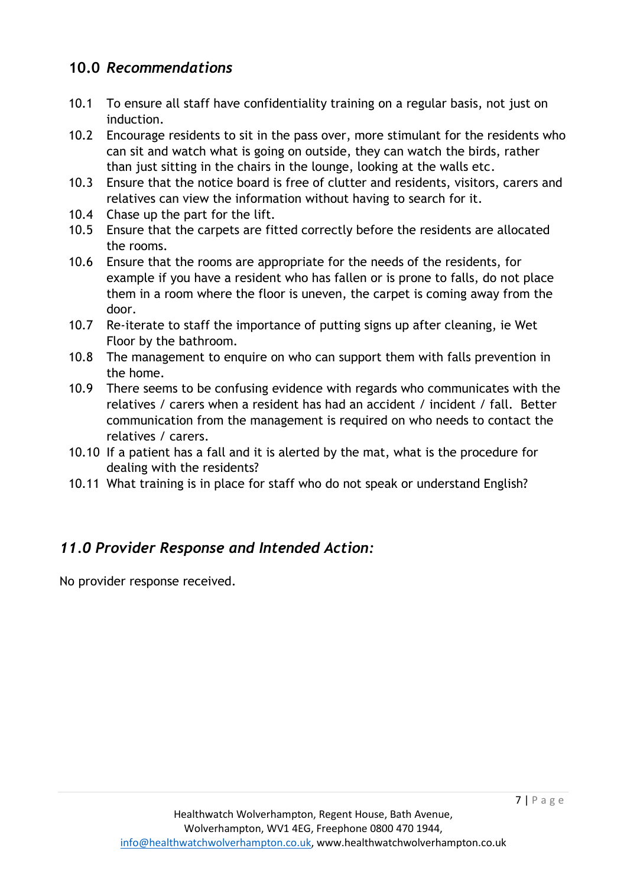## 10.0 *Recommendations*

10.1 To ensure all staff have confidentiality training on a regular basis, not just on induction.

10.2 Encourage residents to sit in the pass over, more stimulant for the residents who can sit and watch what is going on outside, they can watch the birds, rather than just sitting in the chairs in the lounge, looking at the walls etc.

10.3 Ensure that the notice board is free of clutter and residents, visitors, carers and relatives can view the information without having to search for it.

10.4 Chase up the part for the lift.

10.5 Ensure that the carpets are fitted correctly before the residents are allocated the rooms.

10.6 Ensure that the rooms are appropriate for the needs of the residents, for example if you have a resident who has fallen or is prone to falls, do not place them in a room where the floor is uneven, the carpet is coming away from the door.

10.7 Re-iterate to staff the importance of putting signs up after cleaning, ie Wet Floor by the bathroom.

10.8 The management to enquire on who can support them with falls prevention in the home.

10.9 There seems to be confusing evidence with regards who communicates with the relatives / carers when a resident has had an accident / incident / fall. Better communication from the management is required on who needs to contact the relatives / carers.

10.10 If a patient has a fall and it is alerted by the mat, what is the procedure for dealing with the residents?

10.11 What training is in place for staff who do not speak or understand English?

## *11.0 Provider Response and Intended Action:*

No provider response received.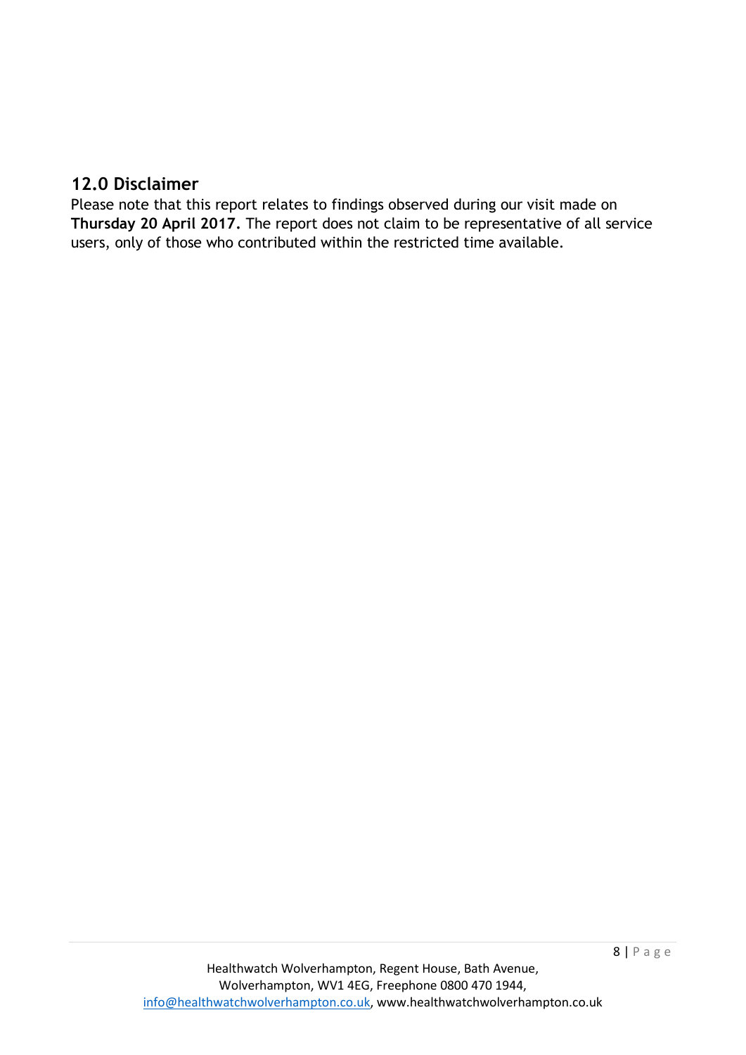## 12.0 Disclaimer

Please note that this report relates to findings observed during our visit made on **Thursday 20 April 2017.** The report does not claim to be representative of all service users, only of those who contributed within the restricted time available.